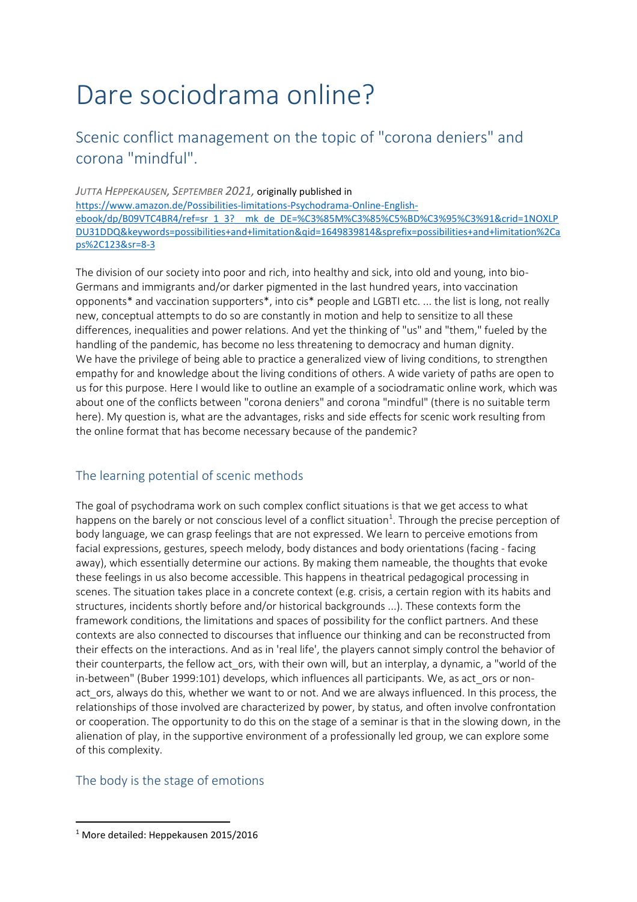# Dare sociodrama online?

## Scenic conflict management on the topic of "corona deniers" and corona "mindful".

*JUTTA HEPPEKAUSEN, SEPTEMBER 2021,* originally published in [https://www.amazon.de/Possibilities-limitations-Psychodrama-Online-English-ebook/dp/B09VTC4BR4/ref=sr_1_3?__mk_de_DE=%C3%85M%C3%85%C5%BD%C3%95%C3%91&crid=1NOXLPDU31DDQ&keywords=possibilities+and+limitation&qid=1649839814&sprefix=possibilities+and+limitation%2Caps%2C123&sr=8-3](https://www.amazon.de/Possibilities-limitations-Psychodrama-Online-English-ebook/dp/B09VTC4BR4/ref=sr_1_3?__mk_de_DE=%C3%85M%C3%85%C5%BD%C3%95%C3%91&crid=1NOXLPDU31DDQ&keywords=possibilities+and+limitation&qid=1649839814&sprefix=possibilities+and+limitation%2Caps%2C123&sr=8-3)

The division of our society into poor and rich, into healthy and sick, into old and young, into bio-Germans and immigrants and/or darker pigmented in the last hundred years, into vaccination opponents* and vaccination supporters*, into cis* people and LGBTI etc. ... the list is long, not really new, conceptual attempts to do so are constantly in motion and help to sensitize to all these differences, inequalities and power relations. And yet the thinking of "us" and "them," fueled by the handling of the pandemic, has become no less threatening to democracy and human dignity.
We have the privilege of being able to practice a generalized view of living conditions, to strengthen empathy for and knowledge about the living conditions of others. A wide variety of paths are open to us for this purpose. Here I would like to outline an example of a sociodramatic online work, which was about one of the conflicts between "corona deniers" and corona "mindful" (there is no suitable term here). My question is, what are the advantages, risks and side effects for scenic work resulting from the online format that has become necessary because of the pandemic?

### The learning potential of scenic methods

The goal of psychodrama work on such complex conflict situations is that we get access to what happens on the barely or not conscious level of a conflict situation[1]. Through the precise perception of body language, we can grasp feelings that are not expressed. We learn to perceive emotions from facial expressions, gestures, speech melody, body distances and body orientations (facing - facing away), which essentially determine our actions. By making them nameable, the thoughts that evoke these feelings in us also become accessible. This happens in theatrical pedagogical processing in scenes. The situation takes place in a concrete context (e.g. crisis, a certain region with its habits and structures, incidents shortly before and/or historical backgrounds ...). These contexts form the framework conditions, the limitations and spaces of possibility for the conflict partners. And these contexts are also connected to discourses that influence our thinking and can be reconstructed from their effects on the interactions. And as in 'real life', the players cannot simply control the behavior of their counterparts, the fellow act_ors, with their own will, but an interplay, a dynamic, a "world of the in-between" (Buber 1999:101) develops, which influences all participants. We, as act_ors or non-act_ors, always do this, whether we want to or not. And we are always influenced. In this process, the relationships of those involved are characterized by power, by status, and often involve confrontation or cooperation. The opportunity to do this on the stage of a seminar is that in the slowing down, in the alienation of play, in the supportive environment of a professionally led group, we can explore some of this complexity.

### The body is the stage of emotions

[1] More detailed: Heppekausen 2015/2016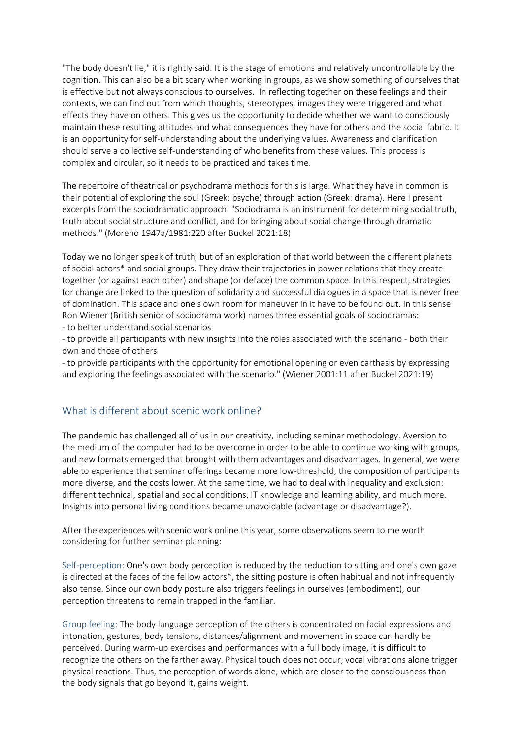"The body doesn't lie," it is rightly said. It is the stage of emotions and relatively uncontrollable by the cognition. This can also be a bit scary when working in groups, as we show something of ourselves that is effective but not always conscious to ourselves. In reflecting together on these feelings and their contexts, we can find out from which thoughts, stereotypes, images they were triggered and what effects they have on others. This gives us the opportunity to decide whether we want to consciously maintain these resulting attitudes and what consequences they have for others and the social fabric. It is an opportunity for self-understanding about the underlying values. Awareness and clarification should serve a collective self-understanding of who benefits from these values. This process is complex and circular, so it needs to be practiced and takes time.

The repertoire of theatrical or psychodrama methods for this is large. What they have in common is their potential of exploring the soul (Greek: psyche) through action (Greek: drama). Here I present excerpts from the sociodramatic approach. "Sociodrama is an instrument for determining social truth, truth about social structure and conflict, and for bringing about social change through dramatic methods." (Moreno 1947a/1981:220 after Buckel 2021:18)

Today we no longer speak of truth, but of an exploration of that world between the different planets of social actors* and social groups. They draw their trajectories in power relations that they create together (or against each other) and shape (or deface) the common space. In this respect, strategies for change are linked to the question of solidarity and successful dialogues in a space that is never free of domination. This space and one's own room for maneuver in it have to be found out. In this sense Ron Wiener (British senior of sociodrama work) names three essential goals of sociodramas:

- to better understand social scenarios
- to provide all participants with new insights into the roles associated with the scenario - both their own and those of others
- to provide participants with the opportunity for emotional opening or even carthasis by expressing and exploring the feelings associated with the scenario." (Wiener 2001:11 after Buckel 2021:19)

## What is different about scenic work online?

The pandemic has challenged all of us in our creativity, including seminar methodology. Aversion to the medium of the computer had to be overcome in order to be able to continue working with groups, and new formats emerged that brought with them advantages and disadvantages. In general, we were able to experience that seminar offerings became more low-threshold, the composition of participants more diverse, and the costs lower. At the same time, we had to deal with inequality and exclusion: different technical, spatial and social conditions, IT knowledge and learning ability, and much more. Insights into personal living conditions became unavoidable (advantage or disadvantage?).

After the experiences with scenic work online this year, some observations seem to me worth considering for further seminar planning:

Self-perception: One's own body perception is reduced by the reduction to sitting and one's own gaze is directed at the faces of the fellow actors*, the sitting posture is often habitual and not infrequently also tense. Since our own body posture also triggers feelings in ourselves (embodiment), our perception threatens to remain trapped in the familiar.

Group feeling: The body language perception of the others is concentrated on facial expressions and intonation, gestures, body tensions, distances/alignment and movement in space can hardly be perceived. During warm-up exercises and performances with a full body image, it is difficult to recognize the others on the farther away. Physical touch does not occur; vocal vibrations alone trigger physical reactions. Thus, the perception of words alone, which are closer to the consciousness than the body signals that go beyond it, gains weight.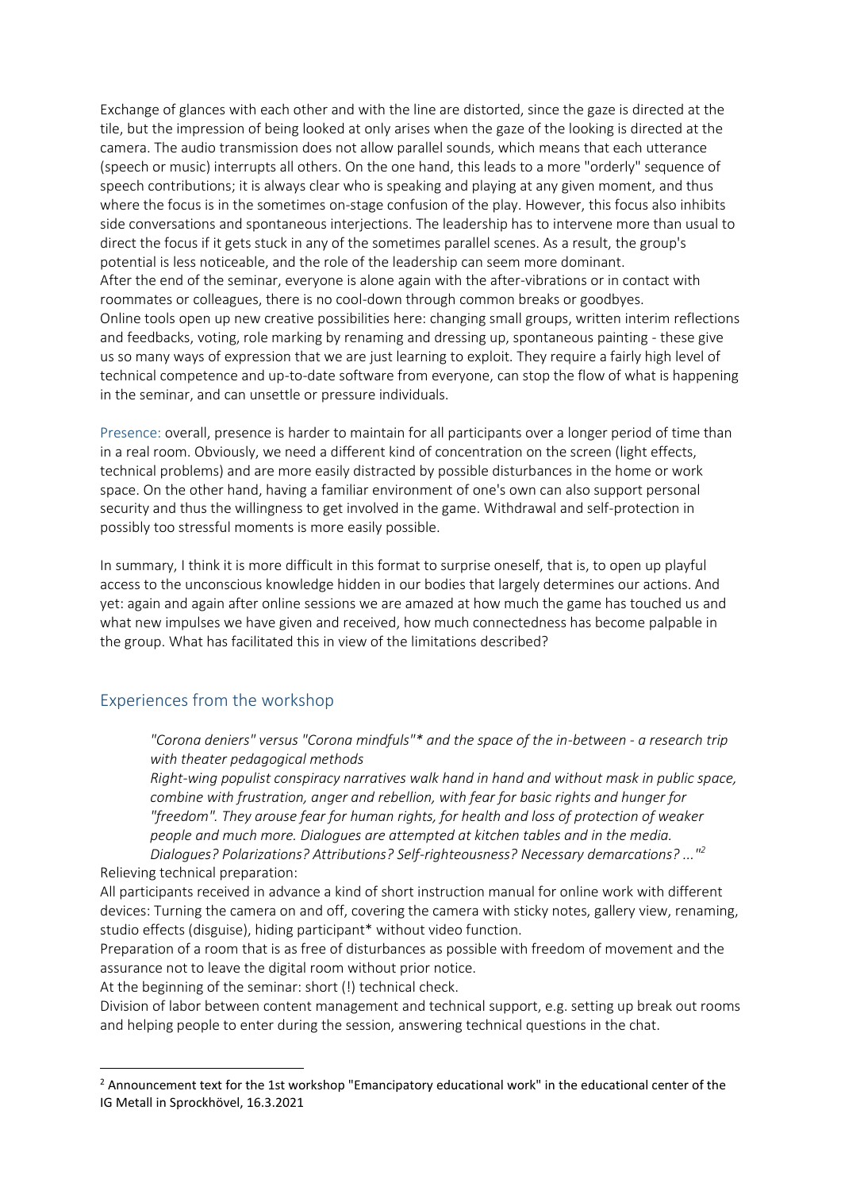Exchange of glances with each other and with the line are distorted, since the gaze is directed at the tile, but the impression of being looked at only arises when the gaze of the looking is directed at the camera. The audio transmission does not allow parallel sounds, which means that each utterance (speech or music) interrupts all others. On the one hand, this leads to a more "orderly" sequence of speech contributions; it is always clear who is speaking and playing at any given moment, and thus where the focus is in the sometimes on-stage confusion of the play. However, this focus also inhibits side conversations and spontaneous interjections. The leadership has to intervene more than usual to direct the focus if it gets stuck in any of the sometimes parallel scenes. As a result, the group's potential is less noticeable, and the role of the leadership can seem more dominant.
After the end of the seminar, everyone is alone again with the after-vibrations or in contact with roommates or colleagues, there is no cool-down through common breaks or goodbyes.
Online tools open up new creative possibilities here: changing small groups, written interim reflections and feedbacks, voting, role marking by renaming and dressing up, spontaneous painting - these give us so many ways of expression that we are just learning to exploit. They require a fairly high level of technical competence and up-to-date software from everyone, can stop the flow of what is happening in the seminar, and can unsettle or pressure individuals.

Presence: overall, presence is harder to maintain for all participants over a longer period of time than in a real room. Obviously, we need a different kind of concentration on the screen (light effects, technical problems) and are more easily distracted by possible disturbances in the home or work space. On the other hand, having a familiar environment of one's own can also support personal security and thus the willingness to get involved in the game. Withdrawal and self-protection in possibly too stressful moments is more easily possible.

In summary, I think it is more difficult in this format to surprise oneself, that is, to open up playful access to the unconscious knowledge hidden in our bodies that largely determines our actions. And yet: again and again after online sessions we are amazed at how much the game has touched us and what new impulses we have given and received, how much connectedness has become palpable in the group. What has facilitated this in view of the limitations described?

## Experiences from the workshop

> *"Corona deniers" versus "Corona mindfuls"* and the space of the in-between - a research trip with theater pedagogical methods*
>
> *Right-wing populist conspiracy narratives walk hand in hand and without mask in public space, combine with frustration, anger and rebellion, with fear for basic rights and hunger for "freedom". They arouse fear for human rights, for health and loss of protection of weaker people and much more. Dialogues are attempted at kitchen tables and in the media. Dialogues? Polarizations? Attributions? Self-righteousness? Necessary demarcations? ..."*[2]

Relieving technical preparation:
All participants received in advance a kind of short instruction manual for online work with different devices: Turning the camera on and off, covering the camera with sticky notes, gallery view, renaming, studio effects (disguise), hiding participant* without video function.
Preparation of a room that is as free of disturbances as possible with freedom of movement and the assurance not to leave the digital room without prior notice.
At the beginning of the seminar: short (!) technical check.
Division of labor between content management and technical support, e.g. setting up break out rooms and helping people to enter during the session, answering technical questions in the chat.

---

[2] Announcement text for the 1st workshop "Emancipatory educational work" in the educational center of the IG Metall in Sprockhövel, 16.3.2021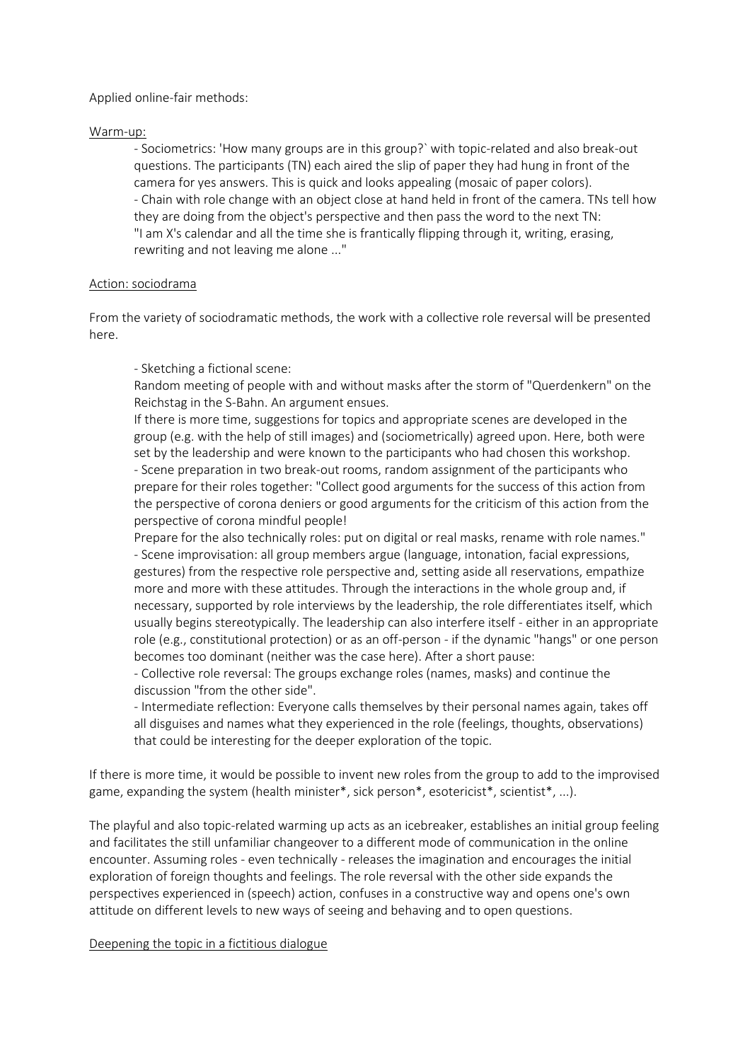Applied online-fair methods:

Warm-up:

- Sociometrics: 'How many groups are in this group?` with topic-related and also break-out questions. The participants (TN) each aired the slip of paper they had hung in front of the camera for yes answers. This is quick and looks appealing (mosaic of paper colors).
- Chain with role change with an object close at hand held in front of the camera. TNs tell how they are doing from the object's perspective and then pass the word to the next TN: "I am X's calendar and all the time she is frantically flipping through it, writing, erasing, rewriting and not leaving me alone ..."

Action: sociodrama

From the variety of sociodramatic methods, the work with a collective role reversal will be presented here.

- Sketching a fictional scene:
  Random meeting of people with and without masks after the storm of "Querdenkern" on the Reichstag in the S-Bahn. An argument ensues.
  If there is more time, suggestions for topics and appropriate scenes are developed in the group (e.g. with the help of still images) and (sociometrically) agreed upon. Here, both were set by the leadership and were known to the participants who had chosen this workshop.
- Scene preparation in two break-out rooms, random assignment of the participants who prepare for their roles together: "Collect good arguments for the success of this action from the perspective of corona deniers or good arguments for the criticism of this action from the perspective of corona mindful people!
  Prepare for the also technically roles: put on digital or real masks, rename with role names."
- Scene improvisation: all group members argue (language, intonation, facial expressions, gestures) from the respective role perspective and, setting aside all reservations, empathize more and more with these attitudes. Through the interactions in the whole group and, if necessary, supported by role interviews by the leadership, the role differentiates itself, which usually begins stereotypically. The leadership can also interfere itself - either in an appropriate role (e.g., constitutional protection) or as an off-person - if the dynamic "hangs" or one person becomes too dominant (neither was the case here). After a short pause:
- Collective role reversal: The groups exchange roles (names, masks) and continue the discussion "from the other side".
- Intermediate reflection: Everyone calls themselves by their personal names again, takes off all disguises and names what they experienced in the role (feelings, thoughts, observations) that could be interesting for the deeper exploration of the topic.

If there is more time, it would be possible to invent new roles from the group to add to the improvised game, expanding the system (health minister*, sick person*, esotericist*, scientist*, ...).

The playful and also topic-related warming up acts as an icebreaker, establishes an initial group feeling and facilitates the still unfamiliar changeover to a different mode of communication in the online encounter. Assuming roles - even technically - releases the imagination and encourages the initial exploration of foreign thoughts and feelings. The role reversal with the other side expands the perspectives experienced in (speech) action, confuses in a constructive way and opens one's own attitude on different levels to new ways of seeing and behaving and to open questions.

Deepening the topic in a fictitious dialogue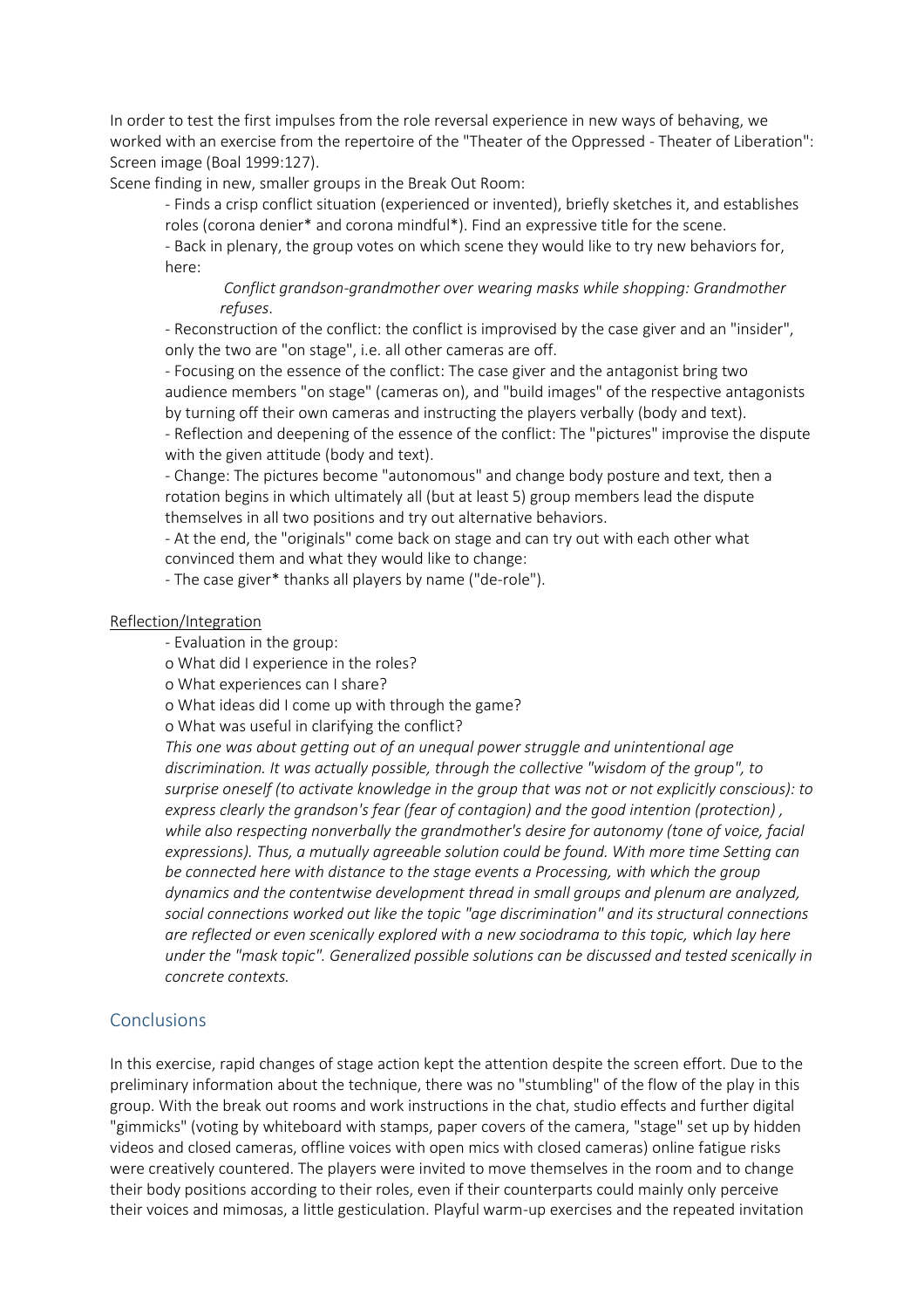In order to test the first impulses from the role reversal experience in new ways of behaving, we worked with an exercise from the repertoire of the "Theater of the Oppressed - Theater of Liberation": Screen image (Boal 1999:127).

Scene finding in new, smaller groups in the Break Out Room:

- Finds a crisp conflict situation (experienced or invented), briefly sketches it, and establishes roles (corona denier* and corona mindful*). Find an expressive title for the scene.
- Back in plenary, the group votes on which scene they would like to try new behaviors for, here:

  *Conflict grandson-grandmother over wearing masks while shopping: Grandmother refuses*.

- Reconstruction of the conflict: the conflict is improvised by the case giver and an "insider", only the two are "on stage", i.e. all other cameras are off.
- Focusing on the essence of the conflict: The case giver and the antagonist bring two audience members "on stage" (cameras on), and "build images" of the respective antagonists by turning off their own cameras and instructing the players verbally (body and text).
- Reflection and deepening of the essence of the conflict: The "pictures" improvise the dispute with the given attitude (body and text).
- Change: The pictures become "autonomous" and change body posture and text, then a rotation begins in which ultimately all (but at least 5) group members lead the dispute themselves in all two positions and try out alternative behaviors.
- At the end, the "originals" come back on stage and can try out with each other what convinced them and what they would like to change:
- The case giver* thanks all players by name ("de-role").

Reflection/Integration

- Evaluation in the group:

o What did I experience in the roles?

o What experiences can I share?

o What ideas did I come up with through the game?

o What was useful in clarifying the conflict?

*This one was about getting out of an unequal power struggle and unintentional age discrimination. It was actually possible, through the collective "wisdom of the group", to surprise oneself (to activate knowledge in the group that was not or not explicitly conscious): to express clearly the grandson's fear (fear of contagion) and the good intention (protection) , while also respecting nonverbally the grandmother's desire for autonomy (tone of voice, facial expressions). Thus, a mutually agreeable solution could be found. With more time Setting can be connected here with distance to the stage events a Processing, with which the group dynamics and the contentwise development thread in small groups and plenum are analyzed, social connections worked out like the topic "age discrimination" and its structural connections are reflected or even scenically explored with a new sociodrama to this topic, which lay here under the "mask topic". Generalized possible solutions can be discussed and tested scenically in concrete contexts.*

## Conclusions

In this exercise, rapid changes of stage action kept the attention despite the screen effort. Due to the preliminary information about the technique, there was no "stumbling" of the flow of the play in this group. With the break out rooms and work instructions in the chat, studio effects and further digital "gimmicks" (voting by whiteboard with stamps, paper covers of the camera, "stage" set up by hidden videos and closed cameras, offline voices with open mics with closed cameras) online fatigue risks were creatively countered. The players were invited to move themselves in the room and to change their body positions according to their roles, even if their counterparts could mainly only perceive their voices and mimosas, a little gesticulation. Playful warm-up exercises and the repeated invitation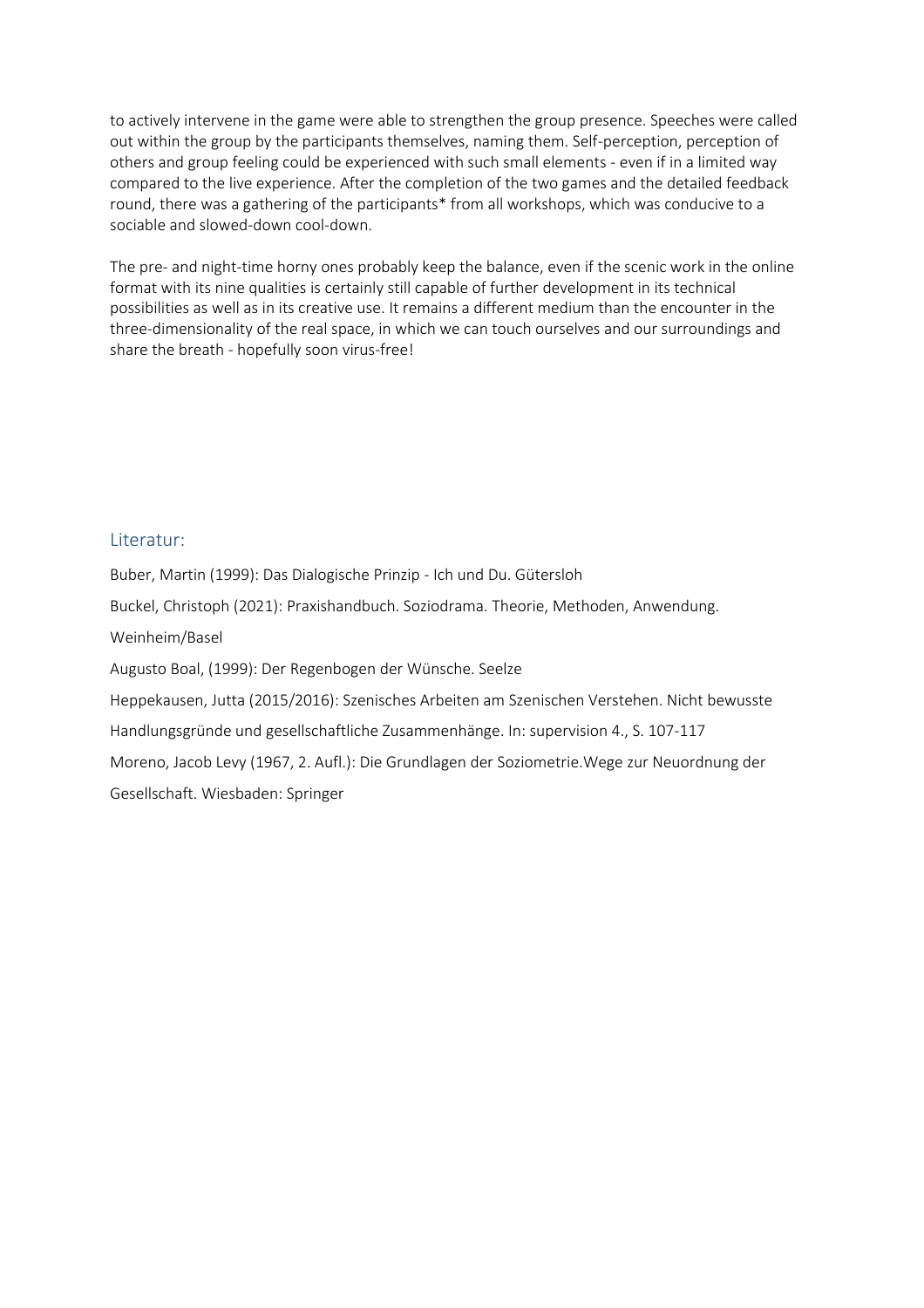to actively intervene in the game were able to strengthen the group presence. Speeches were called out within the group by the participants themselves, naming them. Self-perception, perception of others and group feeling could be experienced with such small elements - even if in a limited way compared to the live experience. After the completion of the two games and the detailed feedback round, there was a gathering of the participants* from all workshops, which was conducive to a sociable and slowed-down cool-down.

The pre- and night-time horny ones probably keep the balance, even if the scenic work in the online format with its nine qualities is certainly still capable of further development in its technical possibilities as well as in its creative use. It remains a different medium than the encounter in the three-dimensionality of the real space, in which we can touch ourselves and our surroundings and share the breath - hopefully soon virus-free!

## Literatur:

Buber, Martin (1999): Das Dialogische Prinzip - Ich und Du. Gütersloh

Buckel, Christoph (2021): Praxishandbuch. Soziodrama. Theorie, Methoden, Anwendung. Weinheim/Basel

Augusto Boal, (1999): Der Regenbogen der Wünsche. Seelze

Heppekausen, Jutta (2015/2016): Szenisches Arbeiten am Szenischen Verstehen. Nicht bewusste Handlungsgründe und gesellschaftliche Zusammenhänge. In: supervision 4., S. 107-117

Moreno, Jacob Levy (1967, 2. Aufl.): Die Grundlagen der Soziometrie.Wege zur Neuordnung der Gesellschaft. Wiesbaden: Springer